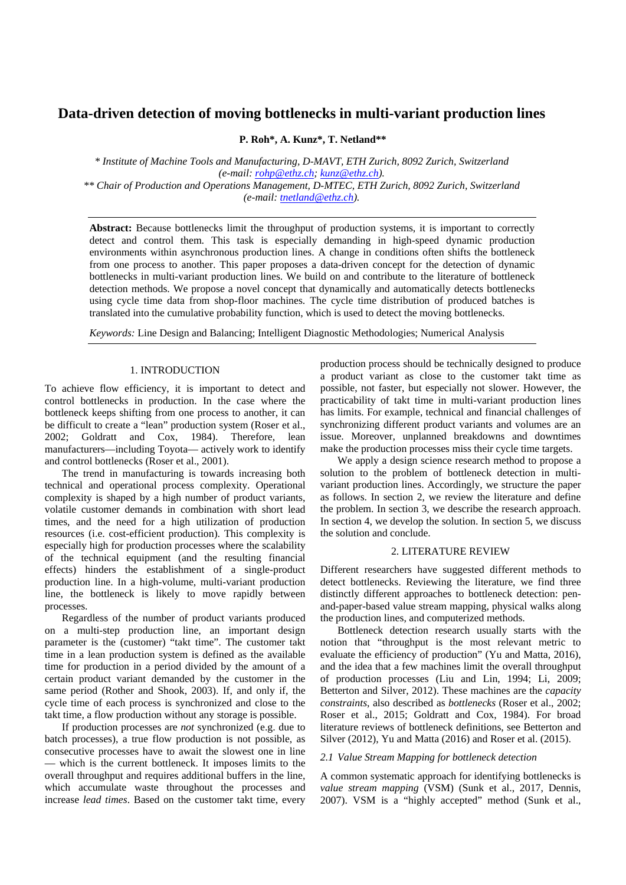# Data-driven detection of moving bottlenecks in multi-variant production lines

**P. Roh\*, A. Kunz\*, T. Netland\*\***

*\* Institute of Machine Tools and Manufacturing, D-MAVT, ETH Zurich, 8092 Zurich, Switzerland (e-mail: rohp@ethz.ch; kunz@ethz.ch).*
*\*\* Chair of Production and Operations Management, D-MTEC, ETH Zurich, 8092 Zurich, Switzerland (e-mail: tnetland@ethz.ch).*

**Abstract:** Because bottlenecks limit the throughput of production systems, it is important to correctly detect and control them. This task is especially demanding in high-speed dynamic production environments within asynchronous production lines. A change in conditions often shifts the bottleneck from one process to another. This paper proposes a data-driven concept for the detection of dynamic bottlenecks in multi-variant production lines. We build on and contribute to the literature of bottleneck detection methods. We propose a novel concept that dynamically and automatically detects bottlenecks using cycle time data from shop-floor machines. The cycle time distribution of produced batches is translated into the cumulative probability function, which is used to detect the moving bottlenecks.

*Keywords:* Line Design and Balancing; Intelligent Diagnostic Methodologies; Numerical Analysis

## 1. INTRODUCTION

To achieve flow efficiency, it is important to detect and control bottlenecks in production. In the case where the bottleneck keeps shifting from one process to another, it can be difficult to create a "lean" production system (Roser et al., 2002; Goldratt and Cox, 1984). Therefore, lean manufacturers—including Toyota— actively work to identify and control bottlenecks (Roser et al., 2001).

The trend in manufacturing is towards increasing both technical and operational process complexity. Operational complexity is shaped by a high number of product variants, volatile customer demands in combination with short lead times, and the need for a high utilization of production resources (i.e. cost-efficient production). This complexity is especially high for production processes where the scalability of the technical equipment (and the resulting financial effects) hinders the establishment of a single-product production line. In a high-volume, multi-variant production line, the bottleneck is likely to move rapidly between processes.

Regardless of the number of product variants produced on a multi-step production line, an important design parameter is the (customer) "takt time". The customer takt time in a lean production system is defined as the available time for production in a period divided by the amount of a certain product variant demanded by the customer in the same period (Rother and Shook, 2003). If, and only if, the cycle time of each process is synchronized and close to the takt time, a flow production without any storage is possible.

If production processes are *not* synchronized (e.g. due to batch processes), a true flow production is not possible, as consecutive processes have to await the slowest one in line — which is the current bottleneck. It imposes limits to the overall throughput and requires additional buffers in the line, which accumulate waste throughout the processes and increase *lead times*. Based on the customer takt time, every production process should be technically designed to produce a product variant as close to the customer takt time as possible, not faster, but especially not slower. However, the practicability of takt time in multi-variant production lines has limits. For example, technical and financial challenges of synchronizing different product variants and volumes are an issue. Moreover, unplanned breakdowns and downtimes make the production processes miss their cycle time targets.

We apply a design science research method to propose a solution to the problem of bottleneck detection in multi-variant production lines. Accordingly, we structure the paper as follows. In section 2, we review the literature and define the problem. In section 3, we describe the research approach. In section 4, we develop the solution. In section 5, we discuss the solution and conclude.

## 2. LITERATURE REVIEW

Different researchers have suggested different methods to detect bottlenecks. Reviewing the literature, we find three distinctly different approaches to bottleneck detection: pen-and-paper-based value stream mapping, physical walks along the production lines, and computerized methods.

Bottleneck detection research usually starts with the notion that "throughput is the most relevant metric to evaluate the efficiency of production" (Yu and Matta, 2016), and the idea that a few machines limit the overall throughput of production processes (Liu and Lin, 1994; Li, 2009; Betterton and Silver, 2012). These machines are the *capacity constraints*, also described as *bottlenecks* (Roser et al., 2002; Roser et al., 2015; Goldratt and Cox, 1984). For broad literature reviews of bottleneck definitions, see Betterton and Silver (2012), Yu and Matta (2016) and Roser et al. (2015).

### *2.1 Value Stream Mapping for bottleneck detection*

A common systematic approach for identifying bottlenecks is *value stream mapping* (VSM) (Sunk et al., 2017, Dennis, 2007). VSM is a "highly accepted" method (Sunk et al.,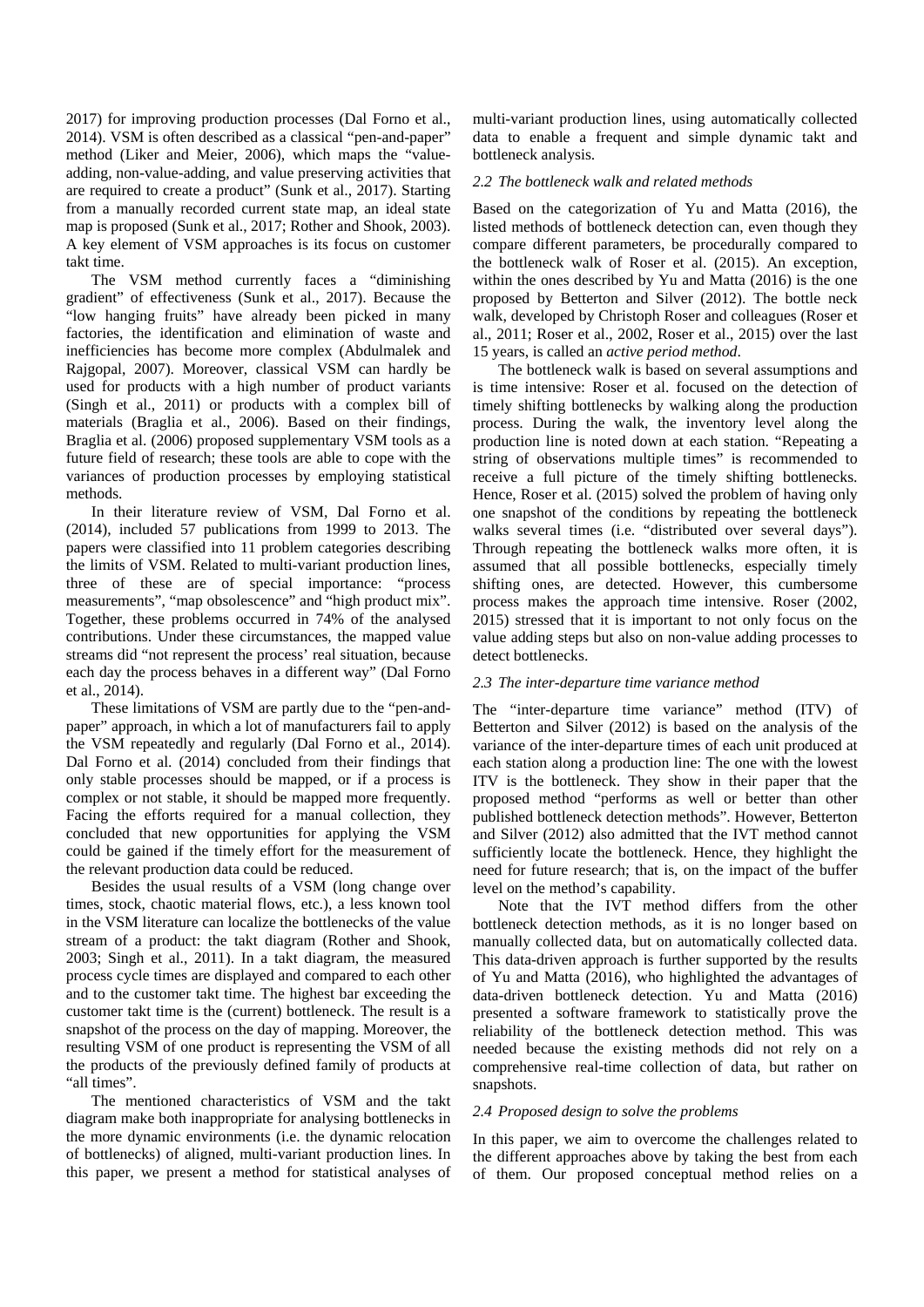2017) for improving production processes (Dal Forno et al., 2014). VSM is often described as a classical "pen-and-paper" method (Liker and Meier, 2006), which maps the "value-adding, non-value-adding, and value preserving activities that are required to create a product" (Sunk et al., 2017). Starting from a manually recorded current state map, an ideal state map is proposed (Sunk et al., 2017; Rother and Shook, 2003). A key element of VSM approaches is its focus on customer takt time.

The VSM method currently faces a "diminishing gradient" of effectiveness (Sunk et al., 2017). Because the "low hanging fruits" have already been picked in many factories, the identification and elimination of waste and inefficiencies has become more complex (Abdulmalek and Rajgopal, 2007). Moreover, classical VSM can hardly be used for products with a high number of product variants (Singh et al., 2011) or products with a complex bill of materials (Braglia et al., 2006). Based on their findings, Braglia et al. (2006) proposed supplementary VSM tools as a future field of research; these tools are able to cope with the variances of production processes by employing statistical methods.

In their literature review of VSM, Dal Forno et al. (2014), included 57 publications from 1999 to 2013. The papers were classified into 11 problem categories describing the limits of VSM. Related to multi-variant production lines, three of these are of special importance: "process measurements", "map obsolescence" and "high product mix". Together, these problems occurred in 74% of the analysed contributions. Under these circumstances, the mapped value streams did "not represent the process' real situation, because each day the process behaves in a different way" (Dal Forno et al., 2014).

These limitations of VSM are partly due to the "pen-and-paper" approach, in which a lot of manufacturers fail to apply the VSM repeatedly and regularly (Dal Forno et al., 2014). Dal Forno et al. (2014) concluded from their findings that only stable processes should be mapped, or if a process is complex or not stable, it should be mapped more frequently. Facing the efforts required for a manual collection, they concluded that new opportunities for applying the VSM could be gained if the timely effort for the measurement of the relevant production data could be reduced.

Besides the usual results of a VSM (long change over times, stock, chaotic material flows, etc.), a less known tool in the VSM literature can localize the bottlenecks of the value stream of a product: the takt diagram (Rother and Shook, 2003; Singh et al., 2011). In a takt diagram, the measured process cycle times are displayed and compared to each other and to the customer takt time. The highest bar exceeding the customer takt time is the (current) bottleneck. The result is a snapshot of the process on the day of mapping. Moreover, the resulting VSM of one product is representing the VSM of all the products of the previously defined family of products at "all times".

The mentioned characteristics of VSM and the takt diagram make both inappropriate for analysing bottlenecks in the more dynamic environments (i.e. the dynamic relocation of bottlenecks) of aligned, multi-variant production lines. In this paper, we present a method for statistical analyses of multi-variant production lines, using automatically collected data to enable a frequent and simple dynamic takt and bottleneck analysis.

### *2.2 The bottleneck walk and related methods*

Based on the categorization of Yu and Matta (2016), the listed methods of bottleneck detection can, even though they compare different parameters, be procedurally compared to the bottleneck walk of Roser et al. (2015). An exception, within the ones described by Yu and Matta (2016) is the one proposed by Betterton and Silver (2012). The bottle neck walk, developed by Christoph Roser and colleagues (Roser et al., 2011; Roser et al., 2002, Roser et al., 2015) over the last 15 years, is called an *active period method*.

The bottleneck walk is based on several assumptions and is time intensive: Roser et al. focused on the detection of timely shifting bottlenecks by walking along the production process. During the walk, the inventory level along the production line is noted down at each station. "Repeating a string of observations multiple times" is recommended to receive a full picture of the timely shifting bottlenecks. Hence, Roser et al. (2015) solved the problem of having only one snapshot of the conditions by repeating the bottleneck walks several times (i.e. "distributed over several days"). Through repeating the bottleneck walks more often, it is assumed that all possible bottlenecks, especially timely shifting ones, are detected. However, this cumbersome process makes the approach time intensive. Roser (2002, 2015) stressed that it is important to not only focus on the value adding steps but also on non-value adding processes to detect bottlenecks.

### *2.3 The inter-departure time variance method*

The "inter-departure time variance" method (ITV) of Betterton and Silver (2012) is based on the analysis of the variance of the inter-departure times of each unit produced at each station along a production line: The one with the lowest ITV is the bottleneck. They show in their paper that the proposed method "performs as well or better than other published bottleneck detection methods". However, Betterton and Silver (2012) also admitted that the IVT method cannot sufficiently locate the bottleneck. Hence, they highlight the need for future research; that is, on the impact of the buffer level on the method's capability.

Note that the IVT method differs from the other bottleneck detection methods, as it is no longer based on manually collected data, but on automatically collected data. This data-driven approach is further supported by the results of Yu and Matta (2016), who highlighted the advantages of data-driven bottleneck detection. Yu and Matta (2016) presented a software framework to statistically prove the reliability of the bottleneck detection method. This was needed because the existing methods did not rely on a comprehensive real-time collection of data, but rather on snapshots.

### *2.4 Proposed design to solve the problems*

In this paper, we aim to overcome the challenges related to the different approaches above by taking the best from each of them. Our proposed conceptual method relies on a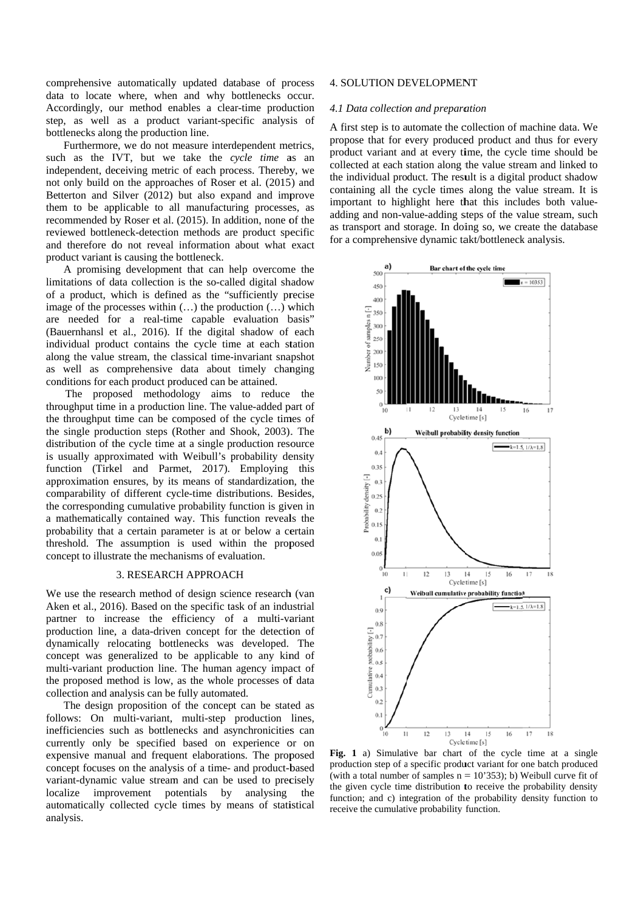comprehensive automatically updated database of process data to locate where, when and why bottlenecks occur. Accordingly, our method enables a clear-time production step, as well as a product variant-specific analysis of bottlenecks along the production line.

Furthermore, we do not measure interdependent metrics, such as the IVT, but we take the *cycle time* as an independent, deceiving metric of each process. Thereby, we not only build on the approaches of Roser et al. (2015) and Betterton and Silver (2012) but also expand and improve them to be applicable to all manufacturing processes, as recommended by Roser et al. (2015). In addition, none of the reviewed bottleneck-detection methods are product specific and therefore do not reveal information about what exact product variant is causing the bottleneck.

A promising development that can help overcome the limitations of data collection is the so-called digital shadow of a product, which is defined as the "sufficiently precise image of the processes within (…) the production (…) which are needed for a real-time capable evaluation basis" (Bauernhansl et al., 2016). If the digital shadow of each individual product contains the cycle time at each station along the value stream, the classical time-invariant snapshot as well as comprehensive data about timely changing conditions for each product produced can be attained.

The proposed methodology aims to reduce the throughput time in a production line. The value-added part of the throughput time can be composed of the cycle times of the single production steps (Rother and Shook, 2003). The distribution of the cycle time at a single production resource is usually approximated with Weibull's probability density function (Tirkel and Parmet, 2017). Employing this approximation ensures, by its means of standardization, the comparability of different cycle-time distributions. Besides, the corresponding cumulative probability function is given in a mathematically contained way. This function reveals the probability that a certain parameter is at or below a certain threshold. The assumption is used within the proposed concept to illustrate the mechanisms of evaluation.

## 3. RESEARCH APPROACH

We use the research method of design science research (van Aken et al., 2016). Based on the specific task of an industrial partner to increase the efficiency of a multi-variant production line, a data-driven concept for the detection of dynamically relocating bottlenecks was developed. The concept was generalized to be applicable to any kind of multi-variant production line. The human agency impact of the proposed method is low, as the whole processes of data collection and analysis can be fully automated.

The design proposition of the concept can be stated as follows: On multi-variant, multi-step production lines, inefficiencies such as bottlenecks and asynchronicities can currently only be specified based on experience or on expensive manual and frequent elaborations. The proposed concept focuses on the analysis of a time- and product-based variant-dynamic value stream and can be used to precisely localize improvement potentials by analysing the automatically collected cycle times by means of statistical analysis.

## 4. SOLUTION DEVELOPMENT

### *4.1 Data collection and preparation*

A first step is to automate the collection of machine data. We propose that for every produced product and thus for every product variant and at every time, the cycle time should be collected at each station along the value stream and linked to the individual product. The result is a digital product shadow containing all the cycle times along the value stream. It is important to highlight here that this includes both value-adding and non-value-adding steps of the value stream, such as transport and storage. In doing so, we create the database for a comprehensive dynamic takt/bottleneck analysis.

**Fig. 1** a) Simulative bar chart of the cycle time at a single production step of a specific product variant for one batch produced (with a total number of samples n = 10'353); b) Weibull curve fit of the given cycle time distribution to receive the probability density function; and c) integration of the probability density function to receive the cumulative probability function.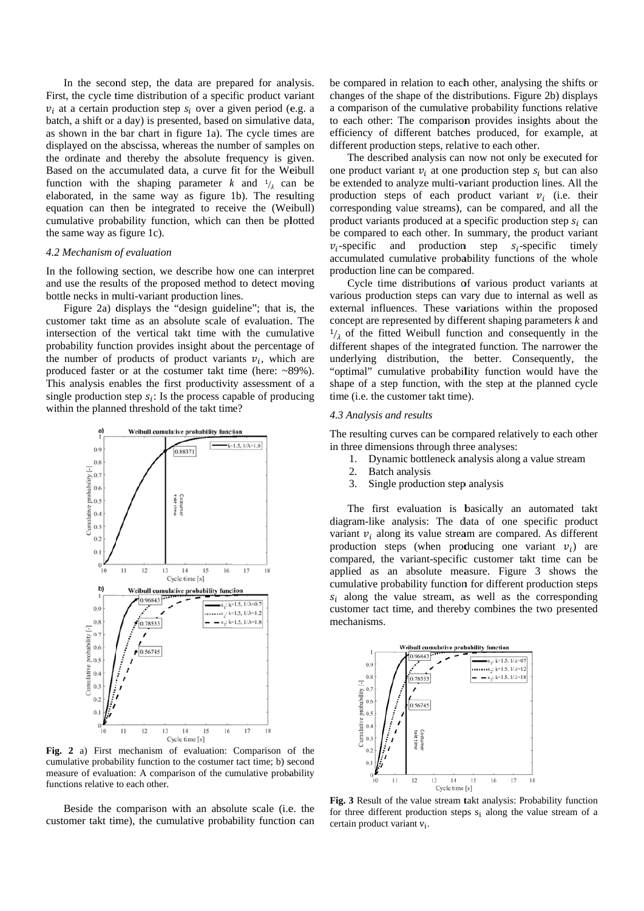In the second step, the data are prepared for analysis. First, the cycle time distribution of a specific product variant $v_i$ at a certain production step $s_i$ over a given period (e.g. a batch, a shift or a day) is presented, based on simulative data, as shown in the bar chart in figure 1a). The cycle times are displayed on the abscissa, whereas the number of samples on the ordinate and thereby the absolute frequency is given. Based on the accumulated data, a curve fit for the Weibull function with the shaping parameter $k$ and $1/_{\lambda}$ can be elaborated, in the same way as figure 1b). The resulting equation can then be integrated to receive the (Weibull) cumulative probability function, which can then be plotted the same way as figure 1c).

### *4.2 Mechanism of evaluation*

In the following section, we describe how one can interpret and use the results of the proposed method to detect moving bottle necks in multi-variant production lines.

Figure 2a) displays the "design guideline"; that is, the customer takt time as an absolute scale of evaluation. The intersection of the vertical takt time with the cumulative probability function provides insight about the percentage of the number of products of product variants $v_i$, which are produced faster or at the costumer takt time (here: ~89%). This analysis enables the first productivity assessment of a single production step $s_i$: Is the process capable of producing within the planned threshold of the takt time?

**Fig. 2** a) First mechanism of evaluation: Comparison of the cumulative probability function to the costumer tact time; b) second measure of evaluation: A comparison of the cumulative probability functions relative to each other.

Beside the comparison with an absolute scale (i.e. the customer takt time), the cumulative probability function can be compared in relation to each other, analysing the shifts or changes of the shape of the distributions. Figure 2b) displays a comparison of the cumulative probability functions relative to each other: The comparison provides insights about the efficiency of different batches produced, for example, at different production steps, relative to each other.

The described analysis can now not only be executed for one product variant $v_i$ at one production step $s_i$ but can also be extended to analyze multi-variant production lines. All the production steps of each product variant $v_i$ (i.e. their corresponding value streams), can be compared, and all the product variants produced at a specific production step $s_i$ can be compared to each other. In summary, the product variant $v_i$-specific and production step $s_i$-specific timely accumulated cumulative probability functions of the whole production line can be compared.

Cycle time distributions of various product variants at various production steps can vary due to internal as well as external influences. These variations within the proposed concept are represented by different shaping parameters $k$ and $1/_{\lambda}$ of the fitted Weibull function and consequently in the different shapes of the integrated function. The narrower the underlying distribution, the better. Consequently, the "optimal" cumulative probability function would have the shape of a step function, with the step at the planned cycle time (i.e. the customer takt time).

### *4.3 Analysis and results*

The resulting curves can be compared relatively to each other in three dimensions through three analyses:

1. Dynamic bottleneck analysis along a value stream
2. Batch analysis
3. Single production step analysis

The first evaluation is basically an automated takt diagram-like analysis: The data of one specific product variant $v_i$ along its value stream are compared. As different production steps (when producing one variant $v_i$) are compared, the variant-specific customer takt time can be applied as an absolute measure. Figure 3 shows the cumulative probability function for different production steps $s_i$ along the value stream, as well as the corresponding customer tact time, and thereby combines the two presented mechanisms.

**Fig. 3** Result of the value stream takt analysis: Probability function for three different production steps $s_i$ along the value stream of a certain product variant $v_i$.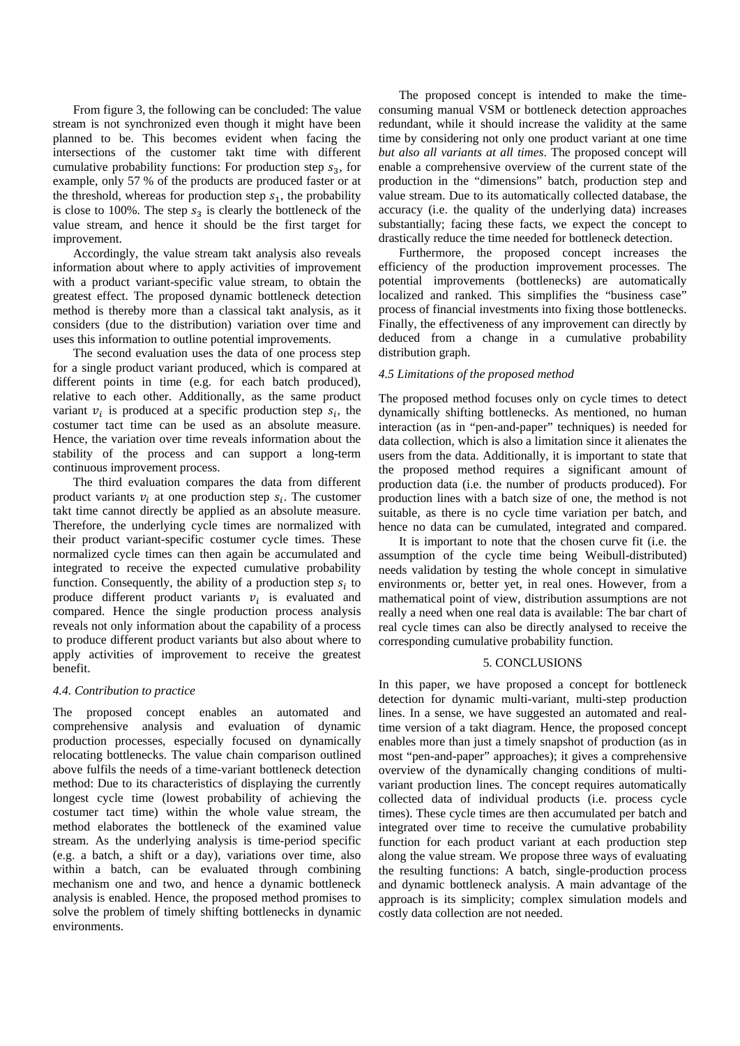From figure 3, the following can be concluded: The value stream is not synchronized even though it might have been planned to be. This becomes evident when facing the intersections of the customer takt time with different cumulative probability functions: For production step $s_3$, for example, only 57 % of the products are produced faster or at the threshold, whereas for production step $s_1$, the probability is close to 100%. The step $s_3$ is clearly the bottleneck of the value stream, and hence it should be the first target for improvement.

Accordingly, the value stream takt analysis also reveals information about where to apply activities of improvement with a product variant-specific value stream, to obtain the greatest effect. The proposed dynamic bottleneck detection method is thereby more than a classical takt analysis, as it considers (due to the distribution) variation over time and uses this information to outline potential improvements.

The second evaluation uses the data of one process step for a single product variant produced, which is compared at different points in time (e.g. for each batch produced), relative to each other. Additionally, as the same product variant $v_i$ is produced at a specific production step $s_i$, the costumer tact time can be used as an absolute measure. Hence, the variation over time reveals information about the stability of the process and can support a long-term continuous improvement process.

The third evaluation compares the data from different product variants $v_i$ at one production step $s_i$. The customer takt time cannot directly be applied as an absolute measure. Therefore, the underlying cycle times are normalized with their product variant-specific costumer cycle times. These normalized cycle times can then again be accumulated and integrated to receive the expected cumulative probability function. Consequently, the ability of a production step $s_i$ to produce different product variants $v_i$ is evaluated and compared. Hence the single production process analysis reveals not only information about the capability of a process to produce different product variants but also about where to apply activities of improvement to receive the greatest benefit.

### *4.4. Contribution to practice*

The proposed concept enables an automated and comprehensive analysis and evaluation of dynamic production processes, especially focused on dynamically relocating bottlenecks. The value chain comparison outlined above fulfils the needs of a time-variant bottleneck detection method: Due to its characteristics of displaying the currently longest cycle time (lowest probability of achieving the costumer tact time) within the whole value stream, the method elaborates the bottleneck of the examined value stream. As the underlying analysis is time-period specific (e.g. a batch, a shift or a day), variations over time, also within a batch, can be evaluated through combining mechanism one and two, and hence a dynamic bottleneck analysis is enabled. Hence, the proposed method promises to solve the problem of timely shifting bottlenecks in dynamic environments.

The proposed concept is intended to make the time-consuming manual VSM or bottleneck detection approaches redundant, while it should increase the validity at the same time by considering not only one product variant at one time *but also all variants at all times*. The proposed concept will enable a comprehensive overview of the current state of the production in the "dimensions" batch, production step and value stream. Due to its automatically collected database, the accuracy (i.e. the quality of the underlying data) increases substantially; facing these facts, we expect the concept to drastically reduce the time needed for bottleneck detection.

Furthermore, the proposed concept increases the efficiency of the production improvement processes. The potential improvements (bottlenecks) are automatically localized and ranked. This simplifies the "business case" process of financial investments into fixing those bottlenecks. Finally, the effectiveness of any improvement can directly by deduced from a change in a cumulative probability distribution graph.

### *4.5 Limitations of the proposed method*

The proposed method focuses only on cycle times to detect dynamically shifting bottlenecks. As mentioned, no human interaction (as in "pen-and-paper" techniques) is needed for data collection, which is also a limitation since it alienates the users from the data. Additionally, it is important to state that the proposed method requires a significant amount of production data (i.e. the number of products produced). For production lines with a batch size of one, the method is not suitable, as there is no cycle time variation per batch, and hence no data can be cumulated, integrated and compared.

It is important to note that the chosen curve fit (i.e. the assumption of the cycle time being Weibull-distributed) needs validation by testing the whole concept in simulative environments or, better yet, in real ones. However, from a mathematical point of view, distribution assumptions are not really a need when one real data is available: The bar chart of real cycle times can also be directly analysed to receive the corresponding cumulative probability function.

## 5. CONCLUSIONS

In this paper, we have proposed a concept for bottleneck detection for dynamic multi-variant, multi-step production lines. In a sense, we have suggested an automated and real-time version of a takt diagram. Hence, the proposed concept enables more than just a timely snapshot of production (as in most "pen-and-paper" approaches); it gives a comprehensive overview of the dynamically changing conditions of multi-variant production lines. The concept requires automatically collected data of individual products (i.e. process cycle times). These cycle times are then accumulated per batch and integrated over time to receive the cumulative probability function for each product variant at each production step along the value stream. We propose three ways of evaluating the resulting functions: A batch, single-production process and dynamic bottleneck analysis. A main advantage of the approach is its simplicity; complex simulation models and costly data collection are not needed.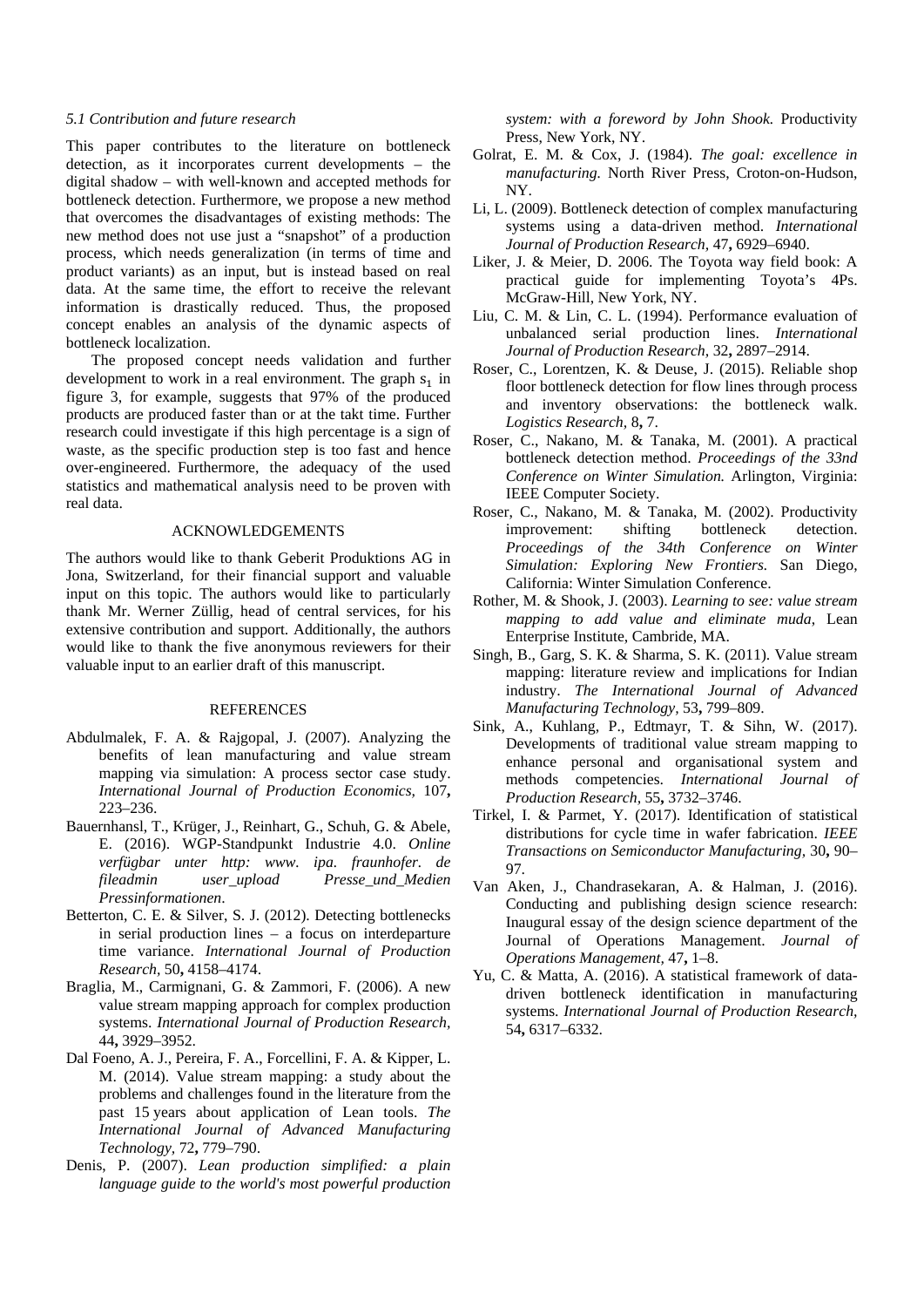### *5.1 Contribution and future research*

This paper contributes to the literature on bottleneck detection, as it incorporates current developments – the digital shadow – with well-known and accepted methods for bottleneck detection. Furthermore, we propose a new method that overcomes the disadvantages of existing methods: The new method does not use just a "snapshot" of a production process, which needs generalization (in terms of time and product variants) as an input, but is instead based on real data. At the same time, the effort to receive the relevant information is drastically reduced. Thus, the proposed concept enables an analysis of the dynamic aspects of bottleneck localization.

The proposed concept needs validation and further development to work in a real environment. The graph $s_1$ in figure 3, for example, suggests that 97% of the produced products are produced faster than or at the takt time. Further research could investigate if this high percentage is a sign of waste, as the specific production step is too fast and hence over-engineered. Furthermore, the adequacy of the used statistics and mathematical analysis need to be proven with real data.

## ACKNOWLEDGEMENTS

The authors would like to thank Geberit Produktions AG in Jona, Switzerland, for their financial support and valuable input on this topic. The authors would like to particularly thank Mr. Werner Züllig, head of central services, for his extensive contribution and support. Additionally, the authors would like to thank the five anonymous reviewers for their valuable input to an earlier draft of this manuscript.

## REFERENCES

Abdulmalek, F. A. & Rajgopal, J. (2007). Analyzing the benefits of lean manufacturing and value stream mapping via simulation: A process sector case study. *International Journal of Production Economics,* 107**,** 223–236.

Bauernhansl, T., Krüger, J., Reinhart, G., Schuh, G. & Abele, E. (2016). WGP-Standpunkt Industrie 4.0. *Online verfügbar unter http: www. ipa. fraunhofer. de fileadmin user_upload Presse_und_Medien Pressinformationen*.

Betterton, C. E. & Silver, S. J. (2012). Detecting bottlenecks in serial production lines – a focus on interdeparture time variance. *International Journal of Production Research,* 50**,** 4158–4174.

Braglia, M., Carmignani, G. & Zammori, F. (2006). A new value stream mapping approach for complex production systems. *International Journal of Production Research,* 44**,** 3929–3952.

Dal Foeno, A. J., Pereira, F. A., Forcellini, F. A. & Kipper, L. M. (2014). Value stream mapping: a study about the problems and challenges found in the literature from the past 15 years about application of Lean tools. *The International Journal of Advanced Manufacturing Technology,* 72**,** 779–790.

Denis, P. (2007). *Lean production simplified: a plain language guide to the world's most powerful production system: with a foreword by John Shook.* Productivity Press, New York, NY.

Golrat, E. M. & Cox, J. (1984). *The goal: excellence in manufacturing.* North River Press, Croton-on-Hudson, NY.

Li, L. (2009). Bottleneck detection of complex manufacturing systems using a data-driven method. *International Journal of Production Research,* 47**,** 6929–6940.

Liker, J. & Meier, D. 2006. The Toyota way field book: A practical guide for implementing Toyota's 4Ps. McGraw-Hill, New York, NY.

Liu, C. M. & Lin, C. L. (1994). Performance evaluation of unbalanced serial production lines. *International Journal of Production Research,* 32**,** 2897–2914.

Roser, C., Lorentzen, K. & Deuse, J. (2015). Reliable shop floor bottleneck detection for flow lines through process and inventory observations: the bottleneck walk. *Logistics Research,* 8**,** 7.

Roser, C., Nakano, M. & Tanaka, M. (2001). A practical bottleneck detection method. *Proceedings of the 33nd Conference on Winter Simulation.* Arlington, Virginia: IEEE Computer Society.

Roser, C., Nakano, M. & Tanaka, M. (2002). Productivity improvement: shifting bottleneck detection. *Proceedings of the 34th Conference on Winter Simulation: Exploring New Frontiers.* San Diego, California: Winter Simulation Conference.

Rother, M. & Shook, J. (2003). *Learning to see: value stream mapping to add value and eliminate muda*, Lean Enterprise Institute, Cambride, MA.

Singh, B., Garg, S. K. & Sharma, S. K. (2011). Value stream mapping: literature review and implications for Indian industry. *The International Journal of Advanced Manufacturing Technology,* 53**,** 799–809.

Sink, A., Kuhlang, P., Edtmayr, T. & Sihn, W. (2017). Developments of traditional value stream mapping to enhance personal and organisational system and methods competencies. *International Journal of Production Research,* 55**,** 3732–3746.

Tirkel, I. & Parmet, Y. (2017). Identification of statistical distributions for cycle time in wafer fabrication. *IEEE Transactions on Semiconductor Manufacturing,* 30**,** 90–97.

Van Aken, J., Chandrasekaran, A. & Halman, J. (2016). Conducting and publishing design science research: Inaugural essay of the design science department of the Journal of Operations Management. *Journal of Operations Management,* 47**,** 1–8.

Yu, C. & Matta, A. (2016). A statistical framework of data-driven bottleneck identification in manufacturing systems. *International Journal of Production Research,* 54**,** 6317–6332.